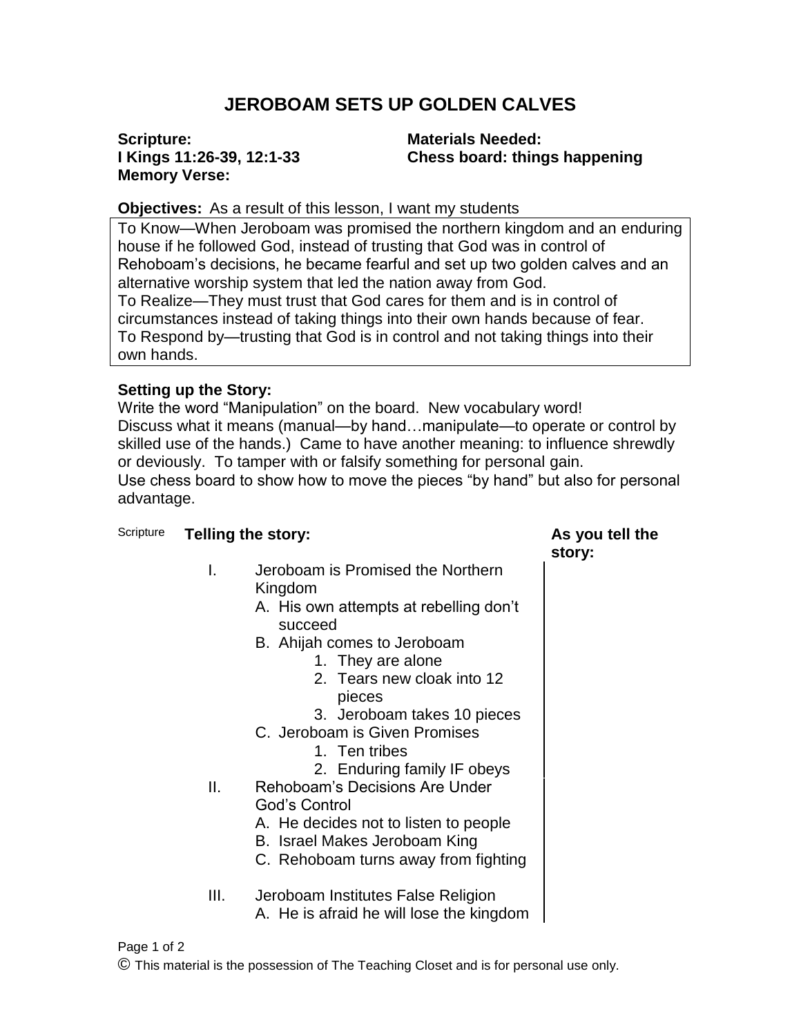# JEROBOAM SETS UP GOLDEN CALVES

**Scripture:**
**I Kings 11:26-39, 12:1-33**
**Memory Verse:**

**Materials Needed:**
**Chess board: things happening**

**Objectives:** As a result of this lesson, I want my students

To Know—When Jeroboam was promised the northern kingdom and an enduring house if he followed God, instead of trusting that God was in control of Rehoboam's decisions, he became fearful and set up two golden calves and an alternative worship system that led the nation away from God.
To Realize—They must trust that God cares for them and is in control of circumstances instead of taking things into their own hands because of fear.
To Respond by—trusting that God is in control and not taking things into their own hands.

**Setting up the Story:**
Write the word "Manipulation" on the board. New vocabulary word!
Discuss what it means (manual—by hand…manipulate—to operate or control by skilled use of the hands.) Came to have another meaning: to influence shrewdly or deviously. To tamper with or falsify something for personal gain.
Use chess board to show how to move the pieces "by hand" but also for personal advantage.

| Scripture | **Telling the story:** | **As you tell the story:** |
|---|---|---|

I. Jeroboam is Promised the Northern Kingdom
   - A. His own attempts at rebelling don't succeed
   - B. Ahijah comes to Jeroboam
     1. They are alone
     2. Tears new cloak into 12 pieces
     3. Jeroboam takes 10 pieces
   - C. Jeroboam is Given Promises
     1. Ten tribes
     2. Enduring family IF obeys

II. Rehoboam's Decisions Are Under God's Control
   - A. He decides not to listen to people
   - B. Israel Makes Jeroboam King
   - C. Rehoboam turns away from fighting

III. Jeroboam Institutes False Religion
   - A. He is afraid he will lose the kingdom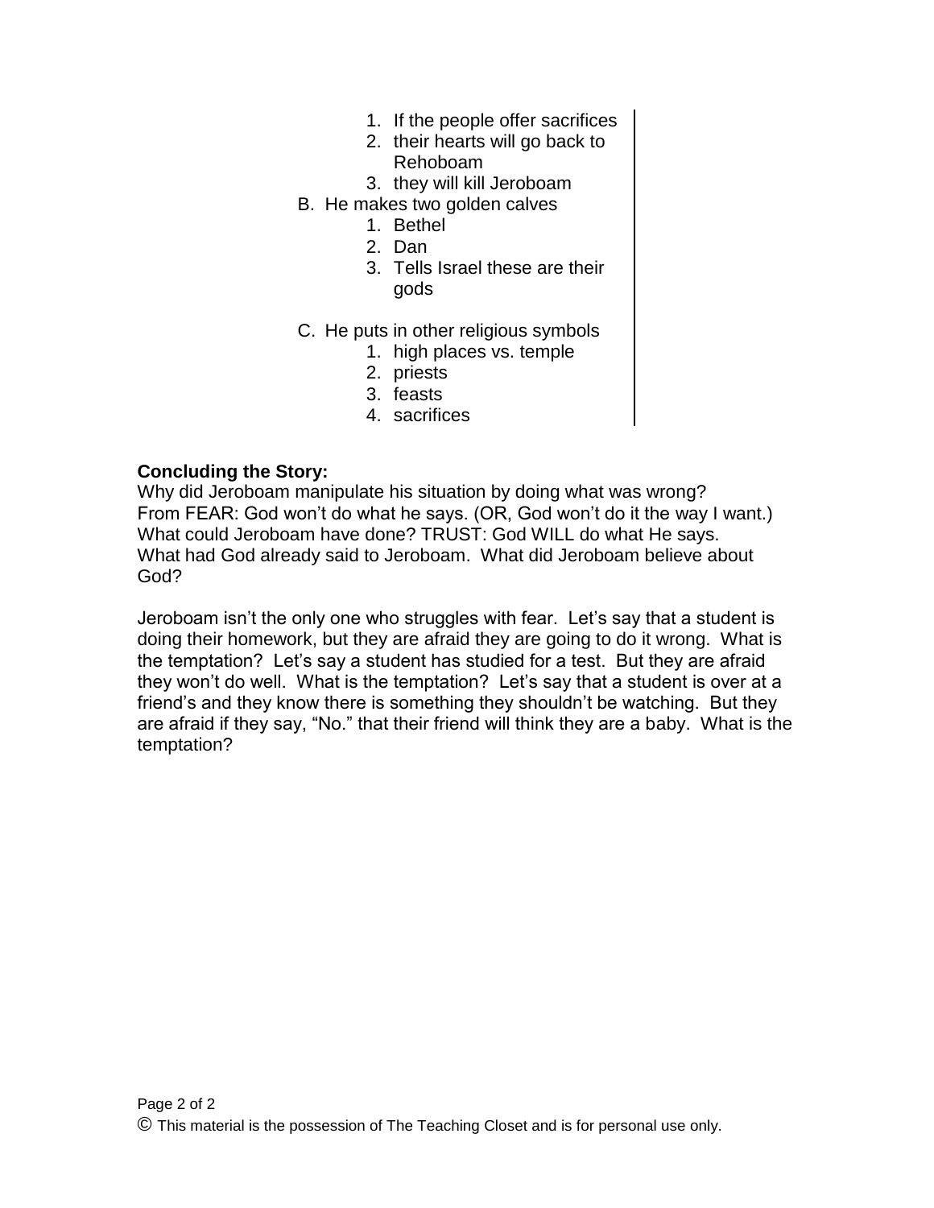1. If the people offer sacrifices
   2. their hearts will go back to Rehoboam
   3. they will kill Jeroboam

B. He makes two golden calves
   1. Bethel
   2. Dan
   3. Tells Israel these are their gods

C. He puts in other religious symbols
   1. high places vs. temple
   2. priests
   3. feasts
   4. sacrifices

**Concluding the Story:**
Why did Jeroboam manipulate his situation by doing what was wrong?
From FEAR: God won't do what he says. (OR, God won't do it the way I want.)
What could Jeroboam have done? TRUST: God WILL do what He says.
What had God already said to Jeroboam. What did Jeroboam believe about God?

Jeroboam isn't the only one who struggles with fear. Let's say that a student is doing their homework, but they are afraid they are going to do it wrong. What is the temptation? Let's say a student has studied for a test. But they are afraid they won't do well. What is the temptation? Let's say that a student is over at a friend's and they know there is something they shouldn't be watching. But they are afraid if they say, "No." that their friend will think they are a baby. What is the temptation?

© This material is the possession of The Teaching Closet and is for personal use only.